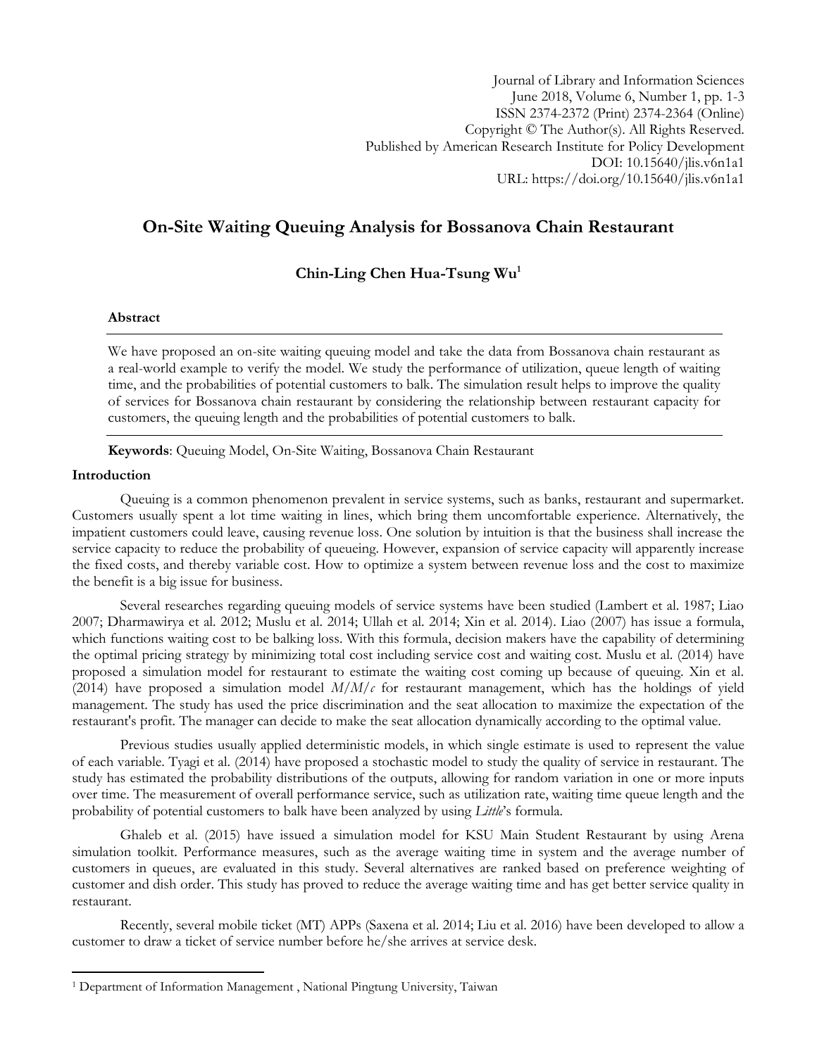Journal of Library and Information Sciences
June 2018, Volume 6, Number 1, pp. 1-3
ISSN 2374-2372 (Print) 2374-2364 (Online)
Copyright © The Author(s). All Rights Reserved.
Published by American Research Institute for Policy Development
DOI: 10.15640/jlis.v6n1a1
URL: https://doi.org/10.15640/jlis.v6n1a1

# On-Site Waiting Queuing Analysis for Bossanova Chain Restaurant

**Chin-Ling Chen Hua-Tsung Wu[1]**

### Abstract

We have proposed an on-site waiting queuing model and take the data from Bossanova chain restaurant as a real-world example to verify the model. We study the performance of utilization, queue length of waiting time, and the probabilities of potential customers to balk. The simulation result helps to improve the quality of services for Bossanova chain restaurant by considering the relationship between restaurant capacity for customers, the queuing length and the probabilities of potential customers to balk.

**Keywords**: Queuing Model, On-Site Waiting, Bossanova Chain Restaurant

### Introduction

Queuing is a common phenomenon prevalent in service systems, such as banks, restaurant and supermarket. Customers usually spent a lot time waiting in lines, which bring them uncomfortable experience. Alternatively, the impatient customers could leave, causing revenue loss. One solution by intuition is that the business shall increase the service capacity to reduce the probability of queueing. However, expansion of service capacity will apparently increase the fixed costs, and thereby variable cost. How to optimize a system between revenue loss and the cost to maximize the benefit is a big issue for business.

Several researches regarding queuing models of service systems have been studied (Lambert et al. 1987; Liao 2007; Dharmawirya et al. 2012; Muslu et al. 2014; Ullah et al. 2014; Xin et al. 2014). Liao (2007) has issue a formula, which functions waiting cost to be balking loss. With this formula, decision makers have the capability of determining the optimal pricing strategy by minimizing total cost including service cost and waiting cost. Muslu et al. (2014) have proposed a simulation model for restaurant to estimate the waiting cost coming up because of queuing. Xin et al. (2014) have proposed a simulation model $M/M/c$ for restaurant management, which has the holdings of yield management. The study has used the price discrimination and the seat allocation to maximize the expectation of the restaurant's profit. The manager can decide to make the seat allocation dynamically according to the optimal value.

Previous studies usually applied deterministic models, in which single estimate is used to represent the value of each variable. Tyagi et al. (2014) have proposed a stochastic model to study the quality of service in restaurant. The study has estimated the probability distributions of the outputs, allowing for random variation in one or more inputs over time. The measurement of overall performance service, such as utilization rate, waiting time queue length and the probability of potential customers to balk have been analyzed by using *Little*'s formula.

Ghaleb et al. (2015) have issued a simulation model for KSU Main Student Restaurant by using Arena simulation toolkit. Performance measures, such as the average waiting time in system and the average number of customers in queues, are evaluated in this study. Several alternatives are ranked based on preference weighting of customer and dish order. This study has proved to reduce the average waiting time and has get better service quality in restaurant.

Recently, several mobile ticket (MT) APPs (Saxena et al. 2014; Liu et al. 2016) have been developed to allow a customer to draw a ticket of service number before he/she arrives at service desk.

[1] Department of Information Management , National Pingtung University, Taiwan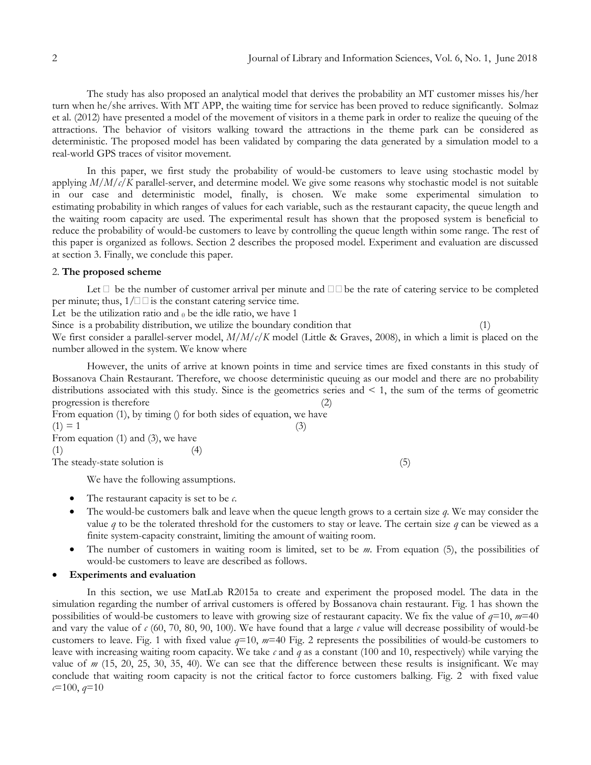The study has also proposed an analytical model that derives the probability an MT customer misses his/her turn when he/she arrives. With MT APP, the waiting time for service has been proved to reduce significantly. Solmaz et al. (2012) have presented a model of the movement of visitors in a theme park in order to realize the queuing of the attractions. The behavior of visitors walking toward the attractions in the theme park can be considered as deterministic. The proposed model has been validated by comparing the data generated by a simulation model to a real-world GPS traces of visitor movement.

In this paper, we first study the probability of would-be customers to leave using stochastic model by applying *M/M/c/K* parallel-server, and determine model. We give some reasons why stochastic model is not suitable in our case and deterministic model, finally, is chosen. We make some experimental simulation to estimating probability in which ranges of values for each variable, such as the restaurant capacity, the queue length and the waiting room capacity are used. The experimental result has shown that the proposed system is beneficial to reduce the probability of would-be customers to leave by controlling the queue length within some range. The rest of this paper is organized as follows. Section 2 describes the proposed model. Experiment and evaluation are discussed at section 3. Finally, we conclude this paper.

## 2. The proposed scheme

Let □ be the number of customer arrival per minute and □□ be the rate of catering service to be completed per minute; thus, 1/□□ is the constant catering service time.

Let be the utilization ratio and $_0$ be the idle ratio, we have 1

Since is a probability distribution, we utilize the boundary condition that (1)

We first consider a parallel-server model, *M/M/c/K* model (Little & Graves, 2008), in which a limit is placed on the number allowed in the system. We know where

However, the units of arrive at known points in time and service times are fixed constants in this study of Bossanova Chain Restaurant. Therefore, we choose deterministic queuing as our model and there are no probability distributions associated with this study. Since is the geometrics series and < 1, the sum of the terms of geometric progression is therefore (2)

From equation (1), by timing () for both sides of equation, we have

(1) = 1 (3)

From equation (1) and (3), we have

(1) (4)

The steady-state solution is (5)

We have the following assumptions.

- The restaurant capacity is set to be *c*.
- The would-be customers balk and leave when the queue length grows to a certain size *q*. We may consider the value *q* to be the tolerated threshold for the customers to stay or leave. The certain size *q* can be viewed as a finite system-capacity constraint, limiting the amount of waiting room.
- The number of customers in waiting room is limited, set to be *m*. From equation (5), the possibilities of would-be customers to leave are described as follows.

- **Experiments and evaluation**

In this section, we use MatLab R2015a to create and experiment the proposed model. The data in the simulation regarding the number of arrival customers is offered by Bossanova chain restaurant. Fig. 1 has shown the possibilities of would-be customers to leave with growing size of restaurant capacity. We fix the value of $q$=10, $m$=40 and vary the value of $c$ (60, 70, 80, 90, 100). We have found that a large $c$ value will decrease possibility of would-be customers to leave. Fig. 1 with fixed value $q$=10, $m$=40 Fig. 2 represents the possibilities of would-be customers to leave with increasing waiting room capacity. We take $c$ and $q$ as a constant (100 and 10, respectively) while varying the value of $m$ (15, 20, 25, 30, 35, 40). We can see that the difference between these results is insignificant. We may conclude that waiting room capacity is not the critical factor to force customers balking. Fig. 2 with fixed value $c$=100, $q$=10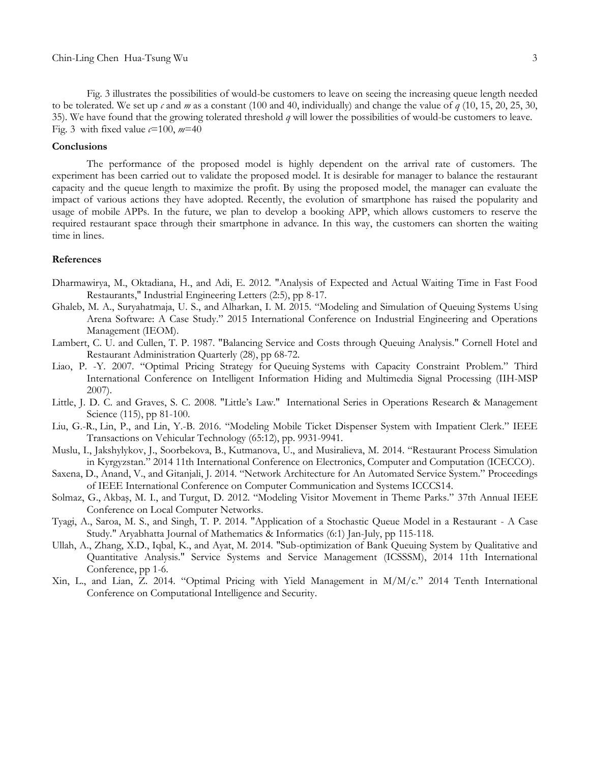Fig. 3 illustrates the possibilities of would-be customers to leave on seeing the increasing queue length needed to be tolerated. We set up $c$ and $m$ as a constant (100 and 40, individually) and change the value of $q$ (10, 15, 20, 25, 30, 35). We have found that the growing tolerated threshold $q$ will lower the possibilities of would-be customers to leave.

Fig. 3 with fixed value $c$=100, $m$=40

## Conclusions

The performance of the proposed model is highly dependent on the arrival rate of customers. The experiment has been carried out to validate the proposed model. It is desirable for manager to balance the restaurant capacity and the queue length to maximize the profit. By using the proposed model, the manager can evaluate the impact of various actions they have adopted. Recently, the evolution of smartphone has raised the popularity and usage of mobile APPs. In the future, we plan to develop a booking APP, which allows customers to reserve the required restaurant space through their smartphone in advance. In this way, the customers can shorten the waiting time in lines.

## References

Dharmawirya, M., Oktadiana, H., and Adi, E. 2012. "Analysis of Expected and Actual Waiting Time in Fast Food Restaurants," Industrial Engineering Letters (2:5), pp 8-17.

Ghaleb, M. A., Suryahatmaja, U. S., and Alharkan, I. M. 2015. "Modeling and Simulation of Queuing Systems Using Arena Software: A Case Study." 2015 International Conference on Industrial Engineering and Operations Management (IEOM).

Lambert, C. U. and Cullen, T. P. 1987. "Balancing Service and Costs through Queuing Analysis." Cornell Hotel and Restaurant Administration Quarterly (28), pp 68-72.

Liao, P. -Y. 2007. "Optimal Pricing Strategy for Queuing Systems with Capacity Constraint Problem." Third International Conference on Intelligent Information Hiding and Multimedia Signal Processing (IIH-MSP 2007).

Little, J. D. C. and Graves, S. C. 2008. "Little's Law." International Series in Operations Research & Management Science (115), pp 81-100.

Liu, G.-R., Lin, P., and Lin, Y.-B. 2016. "Modeling Mobile Ticket Dispenser System with Impatient Clerk." IEEE Transactions on Vehicular Technology (65:12), pp. 9931-9941.

Muslu, I., Jakshylykov, J., Soorbekova, B., Kutmanova, U., and Musiralieva, M. 2014. "Restaurant Process Simulation in Kyrgyzstan." 2014 11th International Conference on Electronics, Computer and Computation (ICECCO).

Saxena, D., Anand, V., and Gitanjali, J. 2014. "Network Architecture for An Automated Service System." Proceedings of IEEE International Conference on Computer Communication and Systems ICCCS14.

Solmaz, G., Akbaş, M. I., and Turgut, D. 2012. "Modeling Visitor Movement in Theme Parks." 37th Annual IEEE Conference on Local Computer Networks.

Tyagi, A., Saroa, M. S., and Singh, T. P. 2014. "Application of a Stochastic Queue Model in a Restaurant - A Case Study." Aryabhatta Journal of Mathematics & Informatics (6:1) Jan-July, pp 115-118.

Ullah, A., Zhang, X.D., Iqbal, K., and Ayat, M. 2014. "Sub-optimization of Bank Queuing System by Qualitative and Quantitative Analysis." Service Systems and Service Management (ICSSSM), 2014 11th International Conference, pp 1-6.

Xin, L., and Lian, Z. 2014. "Optimal Pricing with Yield Management in M/M/c." 2014 Tenth International Conference on Computational Intelligence and Security.